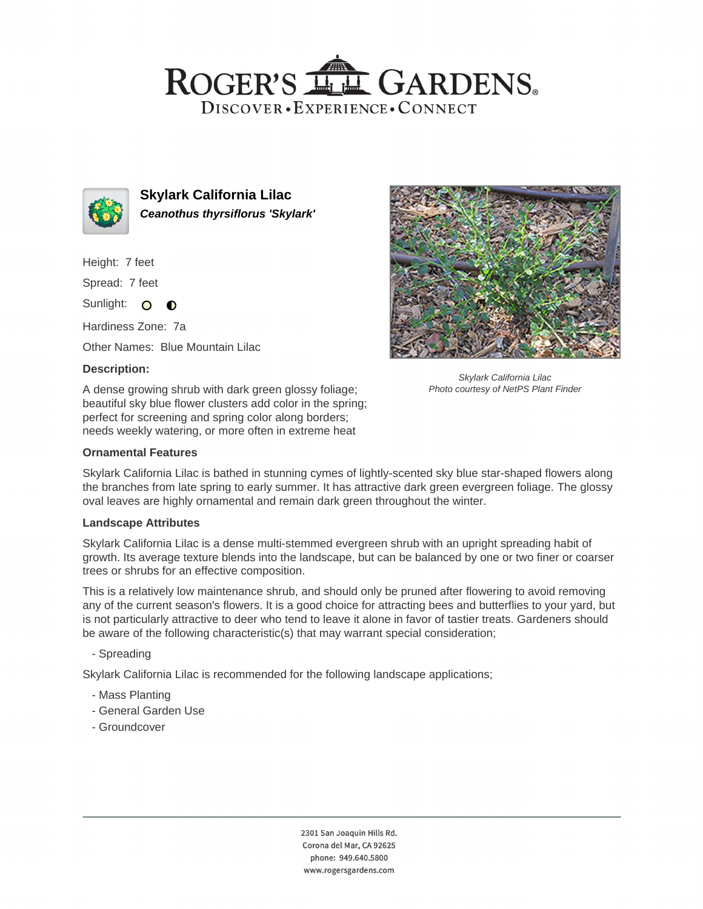# ROGER'S GARDENS

DISCOVER • EXPERIENCE • CONNECT

## Skylark California Lilac

***Ceanothus thyrsiflorus 'Skylark'***

Height: 7 feet

Spread: 7 feet

Sunlight: ○ ◐

Hardiness Zone: 7a

Other Names: Blue Mountain Lilac

*Skylark California Lilac*
*Photo courtesy of NetPS Plant Finder*

**Description:**

A dense growing shrub with dark green glossy foliage; beautiful sky blue flower clusters add color in the spring; perfect for screening and spring color along borders; needs weekly watering, or more often in extreme heat

**Ornamental Features**

Skylark California Lilac is bathed in stunning cymes of lightly-scented sky blue star-shaped flowers along the branches from late spring to early summer. It has attractive dark green evergreen foliage. The glossy oval leaves are highly ornamental and remain dark green throughout the winter.

**Landscape Attributes**

Skylark California Lilac is a dense multi-stemmed evergreen shrub with an upright spreading habit of growth. Its average texture blends into the landscape, but can be balanced by one or two finer or coarser trees or shrubs for an effective composition.

This is a relatively low maintenance shrub, and should only be pruned after flowering to avoid removing any of the current season's flowers. It is a good choice for attracting bees and butterflies to your yard, but is not particularly attractive to deer who tend to leave it alone in favor of tastier treats. Gardeners should be aware of the following characteristic(s) that may warrant special consideration;

- Spreading

Skylark California Lilac is recommended for the following landscape applications;

- Mass Planting
- General Garden Use
- Groundcover

2301 San Joaquin Hills Rd.
Corona del Mar, CA 92625
phone: 949.640.5800
www.rogersgardens.com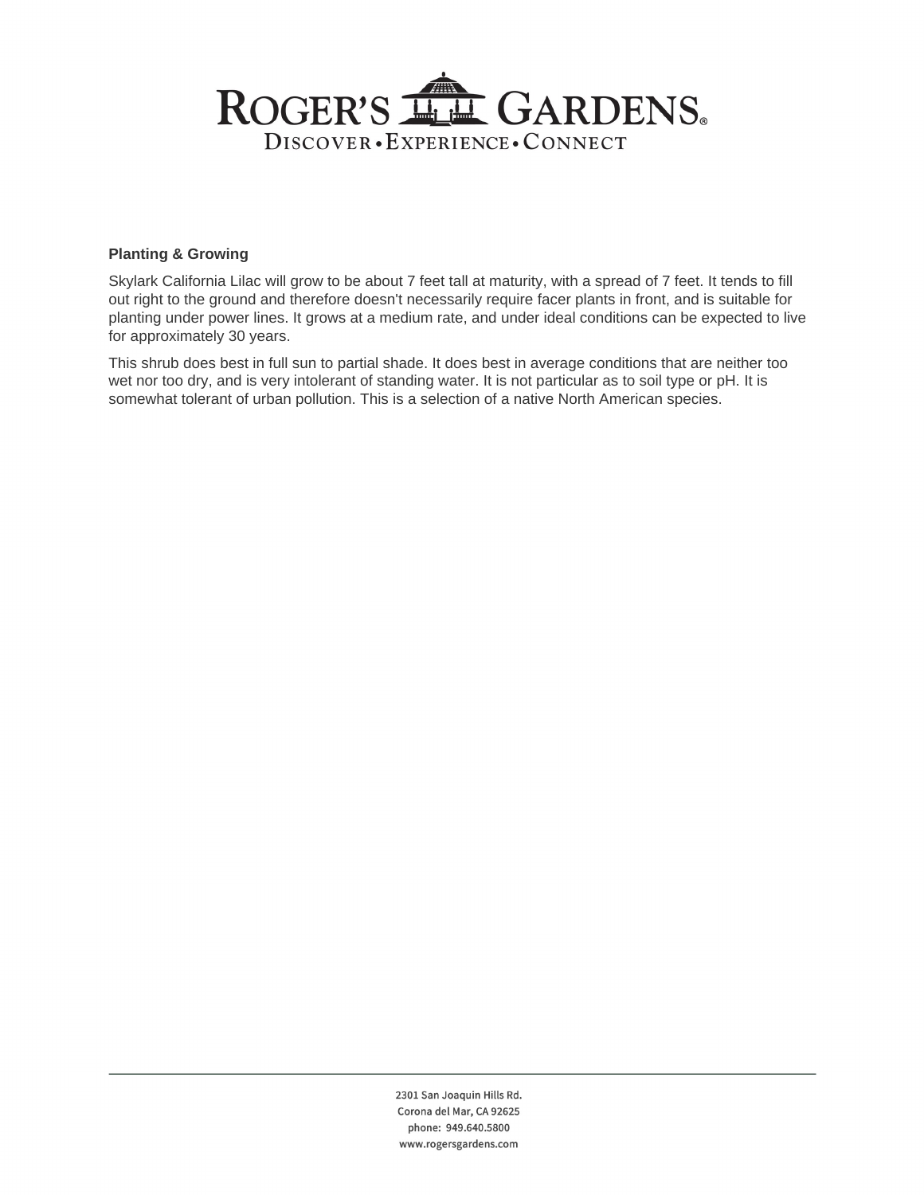### Planting & Growing

Skylark California Lilac will grow to be about 7 feet tall at maturity, with a spread of 7 feet. It tends to fill out right to the ground and therefore doesn't necessarily require facer plants in front, and is suitable for planting under power lines. It grows at a medium rate, and under ideal conditions can be expected to live for approximately 30 years.

This shrub does best in full sun to partial shade. It does best in average conditions that are neither too wet nor too dry, and is very intolerant of standing water. It is not particular as to soil type or pH. It is somewhat tolerant of urban pollution. This is a selection of a native North American species.